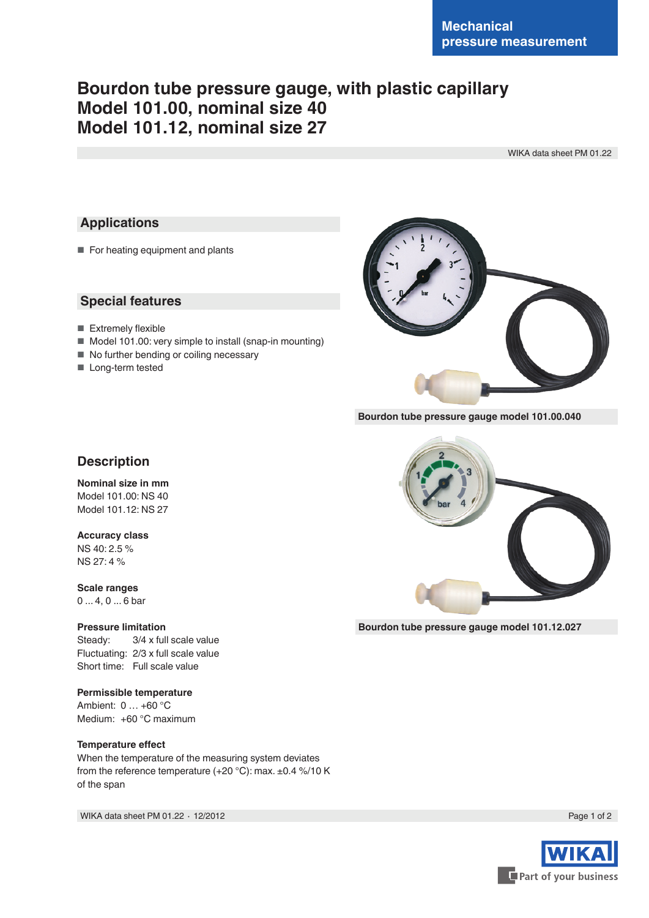Mechanical pressure measurement

# Bourdon tube pressure gauge, with plastic capillary Model 101.00, nominal size 40 Model 101.12, nominal size 27

WIKA data sheet PM 01.22

## Applications

- For heating equipment and plants

## Special features

- Extremely flexible
- Model 101.00: very simple to install (snap-in mounting)
- No further bending or coiling necessary
- Long-term tested

Bourdon tube pressure gauge model 101.00.040

Bourdon tube pressure gauge model 101.12.027

## Description

**Nominal size in mm**
Model 101.00: NS 40
Model 101.12: NS 27

**Accuracy class**
NS 40: 2.5 %
NS 27: 4 %

**Scale ranges**
0 ... 4, 0 ... 6 bar

**Pressure limitation**
Steady: 3/4 x full scale value
Fluctuating: 2/3 x full scale value
Short time: Full scale value

**Permissible temperature**
Ambient: 0 … +60 °C
Medium: +60 °C maximum

**Temperature effect**
When the temperature of the measuring system deviates from the reference temperature (+20 °C): max. ±0.4 %/10 K of the span

WIKA data sheet PM 01.22 · 12/2012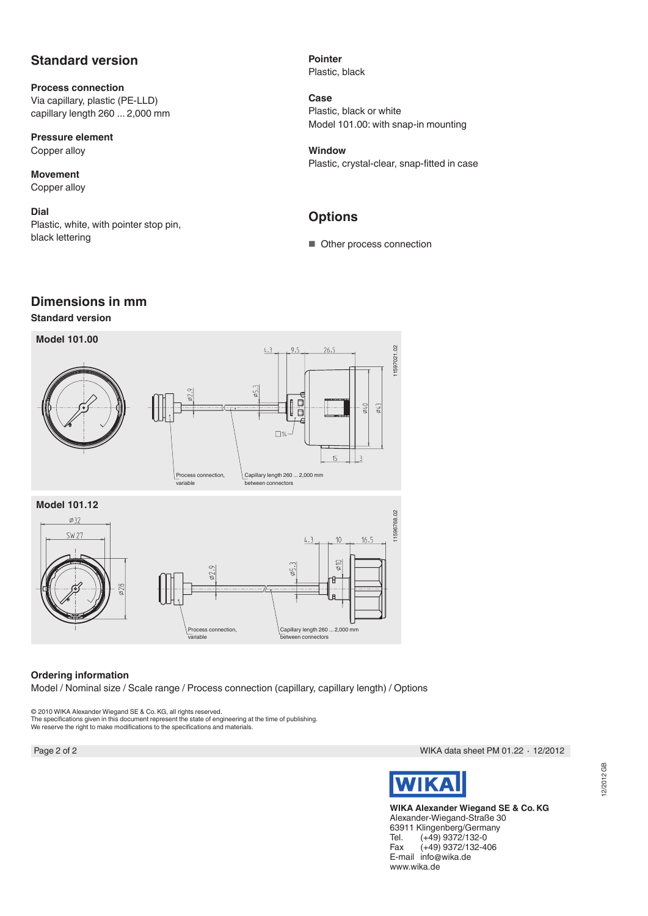## Standard version

**Process connection**
Via capillary, plastic (PE-LLD)
capillary length 260 ... 2,000 mm

**Pressure element**
Copper alloy

**Movement**
Copper alloy

**Dial**
Plastic, white, with pointer stop pin, black lettering

**Pointer**
Plastic, black

**Case**
Plastic, black or white
Model 101.00: with snap-in mounting

**Window**
Plastic, crystal-clear, snap-fitted in case

## Options

- Other process connection

## Dimensions in mm

**Standard version**

**Model 101.00**

11597021.02

4.3
9.5
26.5
⌀2.9
⌀5.3
⌀40
⌀43
□14
15
3
Process connection, variable
Capillary length 260 ... 2,000 mm between connectors

**Model 101.12**

11596768.02

⌀32
SW 27
⌀28
4.3
10
16.5
⌀2.9
⌀5.3
⌀10
Process connection, variable
Capillary length 260 ... 2,000 mm between connectors

**Ordering information**
Model / Nominal size / Scale range / Process connection (capillary, capillary length) / Options

© 2010 WIKA Alexander Wiegand SE & Co. KG, all rights reserved.
The specifications given in this document represent the state of engineering at the time of publishing.
We reserve the right to make modifications to the specifications and materials.

WIKA data sheet PM 01.22 · 12/2012

**WIKA Alexander Wiegand SE & Co. KG**
Alexander-Wiegand-Straße 30
63911 Klingenberg/Germany
Tel. (+49) 9372/132-0
Fax (+49) 9372/132-406
E-mail info@wika.de
www.wika.de

12/2012 GB